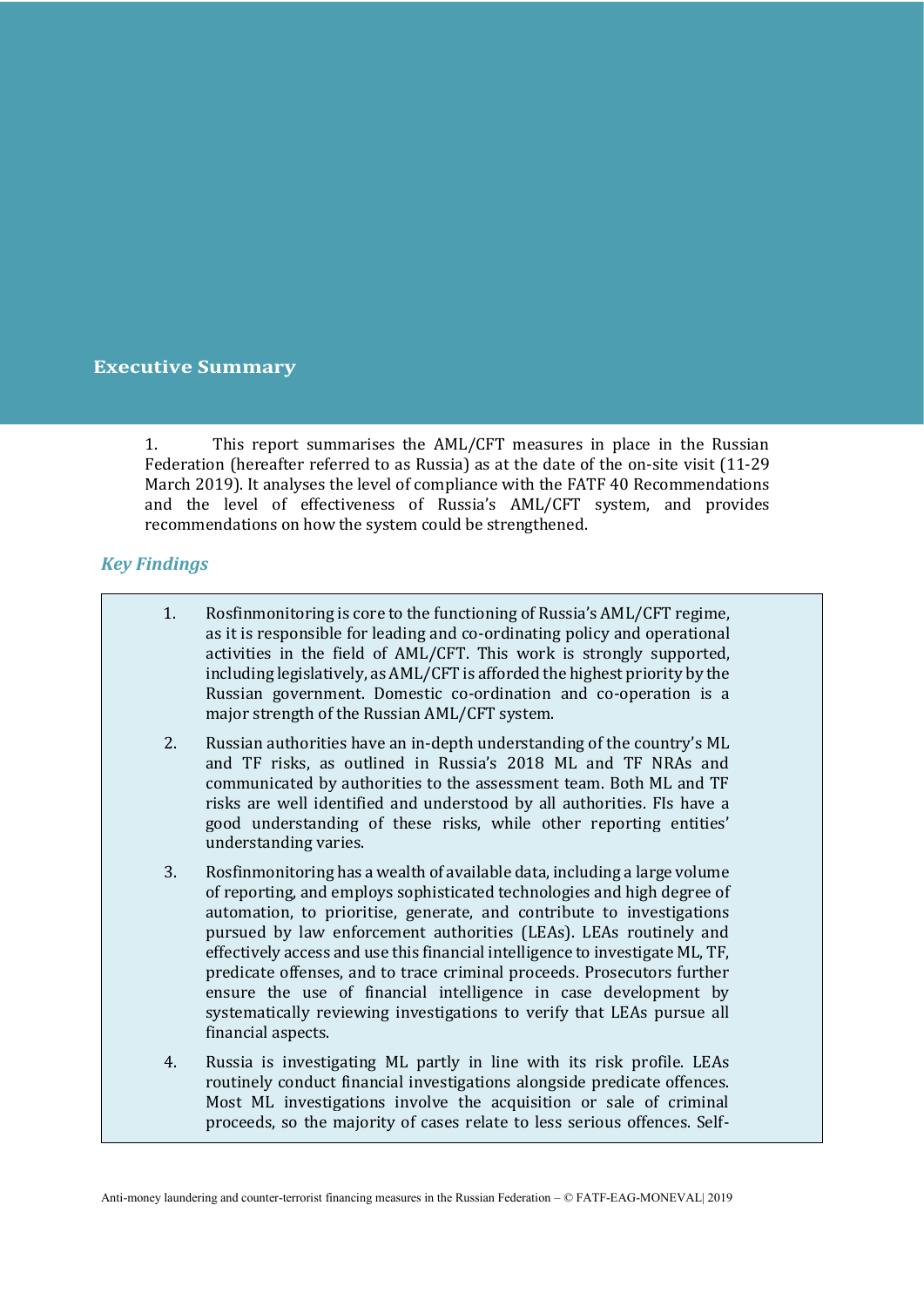# Executive Summary

1. This report summarises the AML/CFT measures in place in the Russian Federation (hereafter referred to as Russia) as at the date of the on-site visit (11-29 March 2019). It analyses the level of compliance with the FATF 40 Recommendations and the level of effectiveness of Russia's AML/CFT system, and provides recommendations on how the system could be strengthened.

## *Key Findings*

1. Rosfinmonitoring is core to the functioning of Russia's AML/CFT regime, as it is responsible for leading and co-ordinating policy and operational activities in the field of AML/CFT. This work is strongly supported, including legislatively, as AML/CFT is afforded the highest priority by the Russian government. Domestic co-ordination and co-operation is a major strength of the Russian AML/CFT system.

2. Russian authorities have an in-depth understanding of the country's ML and TF risks, as outlined in Russia's 2018 ML and TF NRAs and communicated by authorities to the assessment team. Both ML and TF risks are well identified and understood by all authorities. FIs have a good understanding of these risks, while other reporting entities' understanding varies.

3. Rosfinmonitoring has a wealth of available data, including a large volume of reporting, and employs sophisticated technologies and high degree of automation, to prioritise, generate, and contribute to investigations pursued by law enforcement authorities (LEAs). LEAs routinely and effectively access and use this financial intelligence to investigate ML, TF, predicate offenses, and to trace criminal proceeds. Prosecutors further ensure the use of financial intelligence in case development by systematically reviewing investigations to verify that LEAs pursue all financial aspects.

4. Russia is investigating ML partly in line with its risk profile. LEAs routinely conduct financial investigations alongside predicate offences. Most ML investigations involve the acquisition or sale of criminal proceeds, so the majority of cases relate to less serious offences. Self-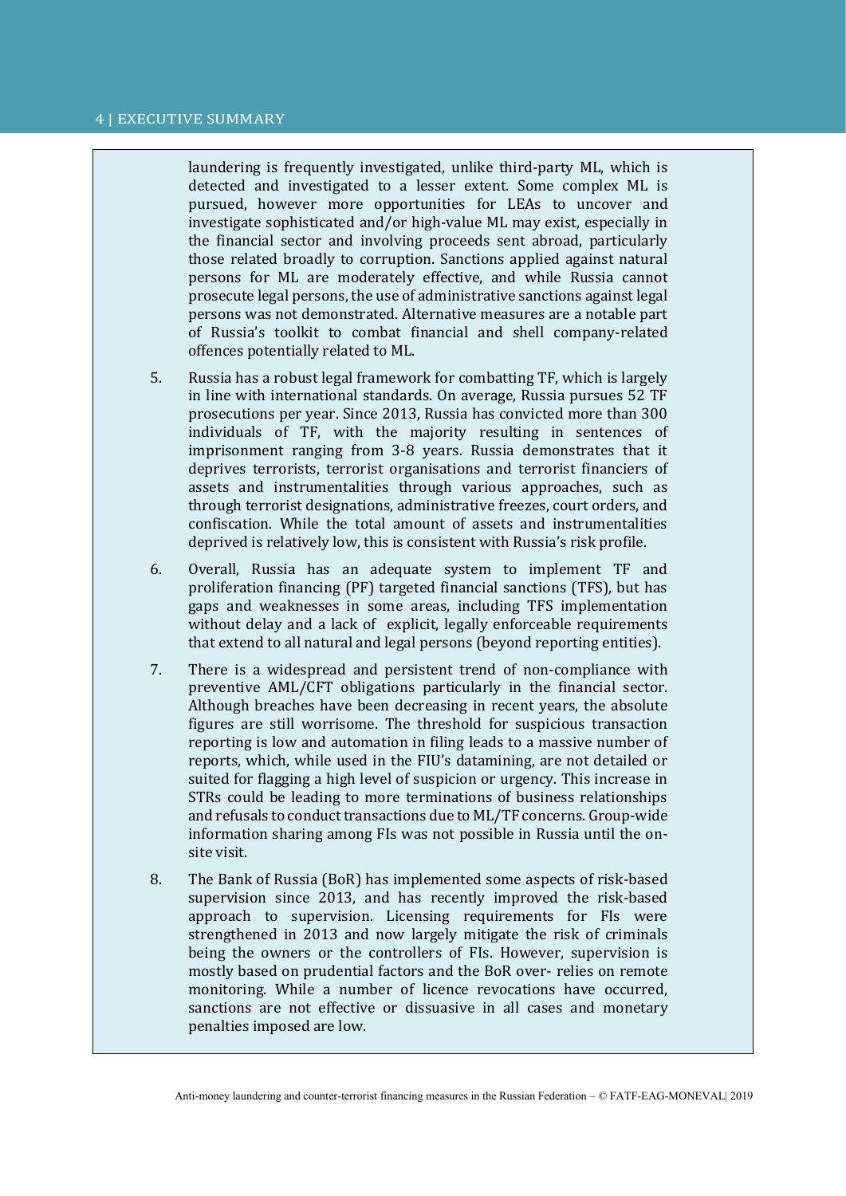laundering is frequently investigated, unlike third-party ML, which is detected and investigated to a lesser extent. Some complex ML is pursued, however more opportunities for LEAs to uncover and investigate sophisticated and/or high-value ML may exist, especially in the financial sector and involving proceeds sent abroad, particularly those related broadly to corruption. Sanctions applied against natural persons for ML are moderately effective, and while Russia cannot prosecute legal persons, the use of administrative sanctions against legal persons was not demonstrated. Alternative measures are a notable part of Russia's toolkit to combat financial and shell company-related offences potentially related to ML.

5. Russia has a robust legal framework for combatting TF, which is largely in line with international standards. On average, Russia pursues 52 TF prosecutions per year. Since 2013, Russia has convicted more than 300 individuals of TF, with the majority resulting in sentences of imprisonment ranging from 3-8 years. Russia demonstrates that it deprives terrorists, terrorist organisations and terrorist financiers of assets and instrumentalities through various approaches, such as through terrorist designations, administrative freezes, court orders, and confiscation. While the total amount of assets and instrumentalities deprived is relatively low, this is consistent with Russia's risk profile.

6. Overall, Russia has an adequate system to implement TF and proliferation financing (PF) targeted financial sanctions (TFS), but has gaps and weaknesses in some areas, including TFS implementation without delay and a lack of explicit, legally enforceable requirements that extend to all natural and legal persons (beyond reporting entities).

7. There is a widespread and persistent trend of non-compliance with preventive AML/CFT obligations particularly in the financial sector. Although breaches have been decreasing in recent years, the absolute figures are still worrisome. The threshold for suspicious transaction reporting is low and automation in filing leads to a massive number of reports, which, while used in the FIU's datamining, are not detailed or suited for flagging a high level of suspicion or urgency. This increase in STRs could be leading to more terminations of business relationships and refusals to conduct transactions due to ML/TF concerns. Group-wide information sharing among FIs was not possible in Russia until the on-site visit.

8. The Bank of Russia (BoR) has implemented some aspects of risk-based supervision since 2013, and has recently improved the risk-based approach to supervision. Licensing requirements for FIs were strengthened in 2013 and now largely mitigate the risk of criminals being the owners or the controllers of FIs. However, supervision is mostly based on prudential factors and the BoR over- relies on remote monitoring. While a number of licence revocations have occurred, sanctions are not effective or dissuasive in all cases and monetary penalties imposed are low.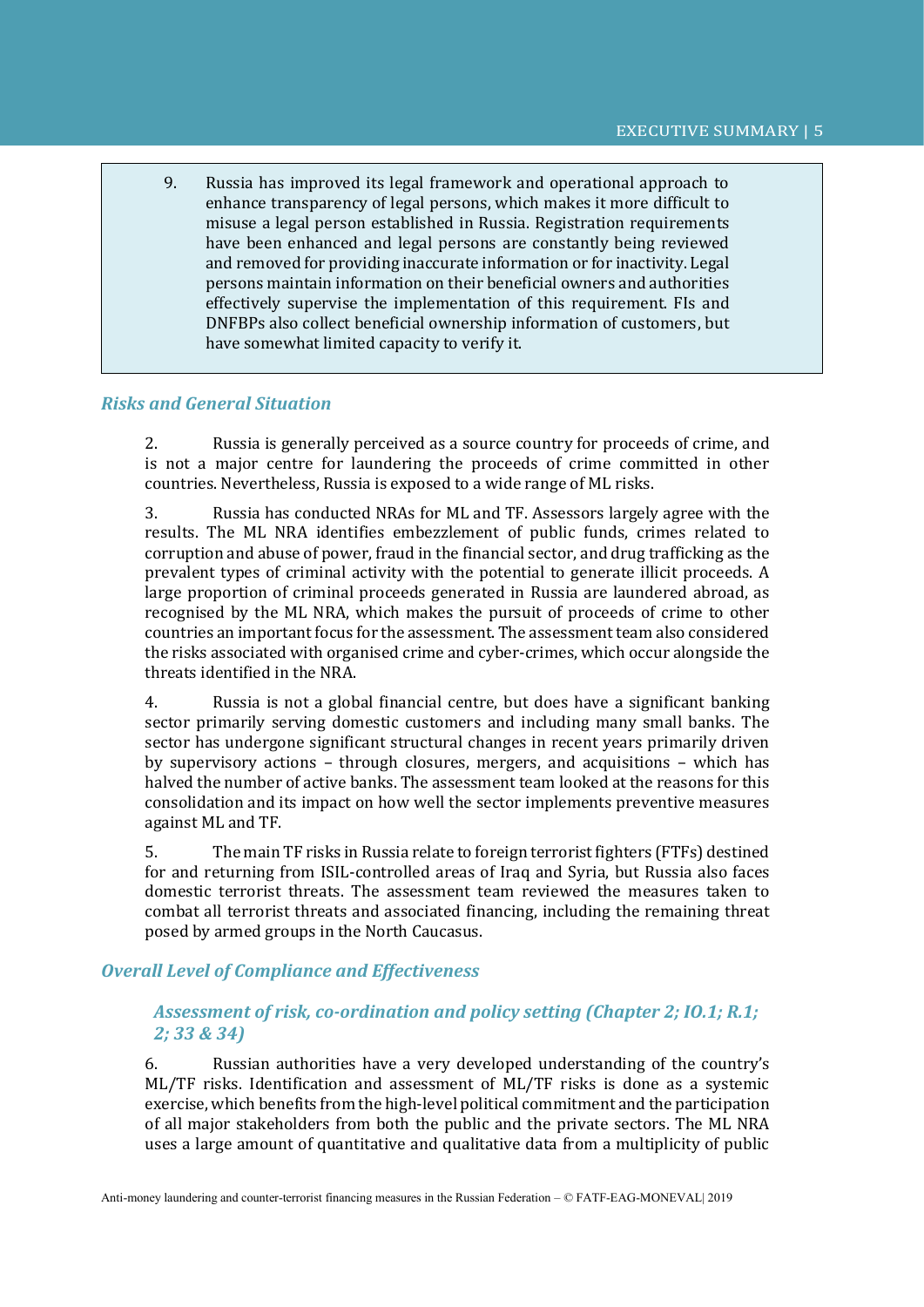9. Russia has improved its legal framework and operational approach to enhance transparency of legal persons, which makes it more difficult to misuse a legal person established in Russia. Registration requirements have been enhanced and legal persons are constantly being reviewed and removed for providing inaccurate information or for inactivity. Legal persons maintain information on their beneficial owners and authorities effectively supervise the implementation of this requirement. FIs and DNFBPs also collect beneficial ownership information of customers, but have somewhat limited capacity to verify it.

## *Risks and General Situation*

2. Russia is generally perceived as a source country for proceeds of crime, and is not a major centre for laundering the proceeds of crime committed in other countries. Nevertheless, Russia is exposed to a wide range of ML risks.

3. Russia has conducted NRAs for ML and TF. Assessors largely agree with the results. The ML NRA identifies embezzlement of public funds, crimes related to corruption and abuse of power, fraud in the financial sector, and drug trafficking as the prevalent types of criminal activity with the potential to generate illicit proceeds. A large proportion of criminal proceeds generated in Russia are laundered abroad, as recognised by the ML NRA, which makes the pursuit of proceeds of crime to other countries an important focus for the assessment. The assessment team also considered the risks associated with organised crime and cyber-crimes, which occur alongside the threats identified in the NRA.

4. Russia is not a global financial centre, but does have a significant banking sector primarily serving domestic customers and including many small banks. The sector has undergone significant structural changes in recent years primarily driven by supervisory actions – through closures, mergers, and acquisitions – which has halved the number of active banks. The assessment team looked at the reasons for this consolidation and its impact on how well the sector implements preventive measures against ML and TF.

5. The main TF risks in Russia relate to foreign terrorist fighters (FTFs) destined for and returning from ISIL-controlled areas of Iraq and Syria, but Russia also faces domestic terrorist threats. The assessment team reviewed the measures taken to combat all terrorist threats and associated financing, including the remaining threat posed by armed groups in the North Caucasus.

## *Overall Level of Compliance and Effectiveness*

### *Assessment of risk, co-ordination and policy setting (Chapter 2; IO.1; R.1; 2; 33 & 34)*

6. Russian authorities have a very developed understanding of the country's ML/TF risks. Identification and assessment of ML/TF risks is done as a systemic exercise, which benefits from the high-level political commitment and the participation of all major stakeholders from both the public and the private sectors. The ML NRA uses a large amount of quantitative and qualitative data from a multiplicity of public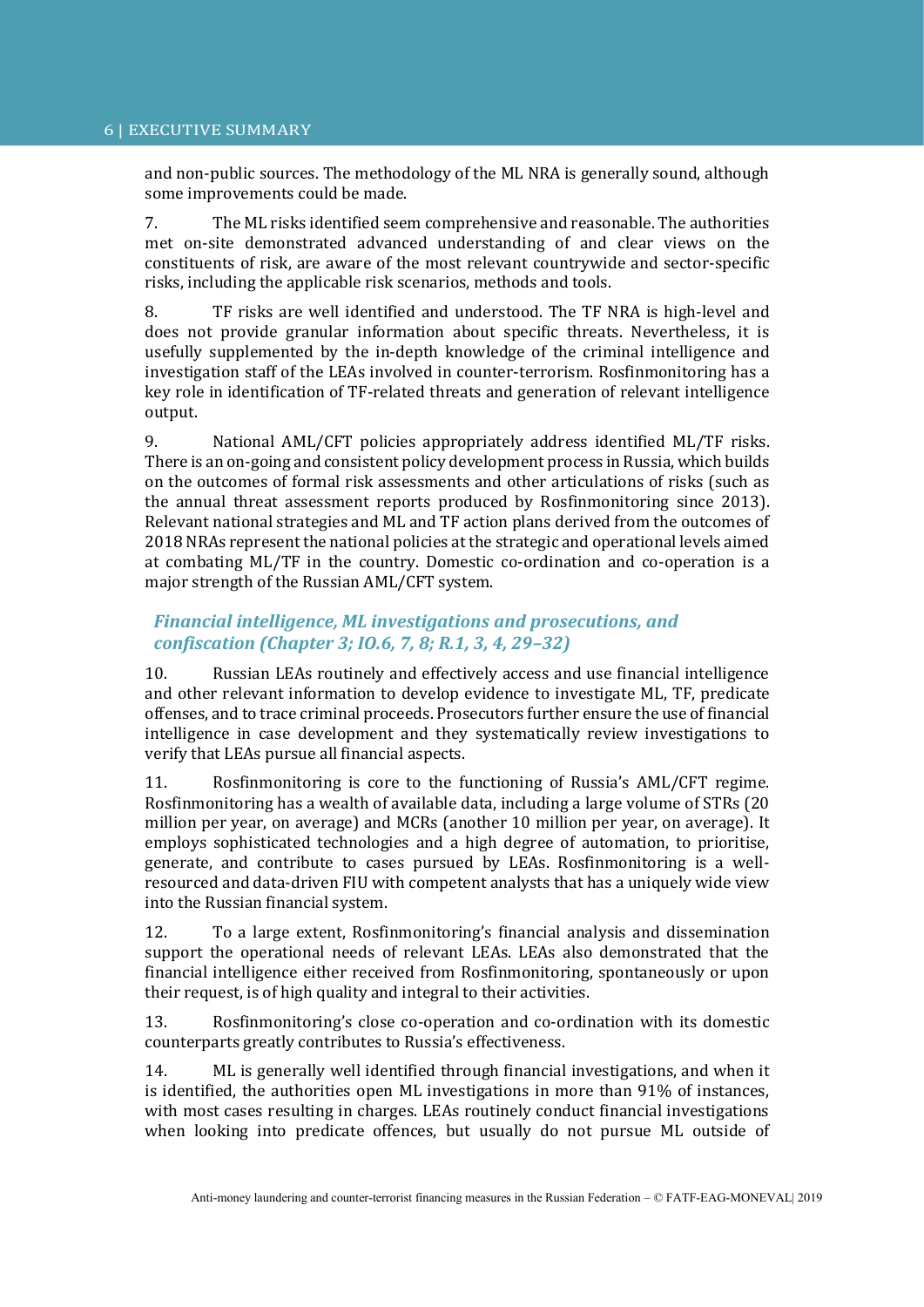and non-public sources. The methodology of the ML NRA is generally sound, although some improvements could be made.

7. The ML risks identified seem comprehensive and reasonable. The authorities met on-site demonstrated advanced understanding of and clear views on the constituents of risk, are aware of the most relevant countrywide and sector-specific risks, including the applicable risk scenarios, methods and tools.

8. TF risks are well identified and understood. The TF NRA is high-level and does not provide granular information about specific threats. Nevertheless, it is usefully supplemented by the in-depth knowledge of the criminal intelligence and investigation staff of the LEAs involved in counter-terrorism. Rosfinmonitoring has a key role in identification of TF-related threats and generation of relevant intelligence output.

9. National AML/CFT policies appropriately address identified ML/TF risks. There is an on-going and consistent policy development process in Russia, which builds on the outcomes of formal risk assessments and other articulations of risks (such as the annual threat assessment reports produced by Rosfinmonitoring since 2013). Relevant national strategies and ML and TF action plans derived from the outcomes of 2018 NRAs represent the national policies at the strategic and operational levels aimed at combating ML/TF in the country. Domestic co-ordination and co-operation is a major strength of the Russian AML/CFT system.

### *Financial intelligence, ML investigations and prosecutions, and confiscation (Chapter 3; IO.6, 7, 8; R.1, 3, 4, 29–32)*

10. Russian LEAs routinely and effectively access and use financial intelligence and other relevant information to develop evidence to investigate ML, TF, predicate offenses, and to trace criminal proceeds. Prosecutors further ensure the use of financial intelligence in case development and they systematically review investigations to verify that LEAs pursue all financial aspects.

11. Rosfinmonitoring is core to the functioning of Russia's AML/CFT regime. Rosfinmonitoring has a wealth of available data, including a large volume of STRs (20 million per year, on average) and MCRs (another 10 million per year, on average). It employs sophisticated technologies and a high degree of automation, to prioritise, generate, and contribute to cases pursued by LEAs. Rosfinmonitoring is a well-resourced and data-driven FIU with competent analysts that has a uniquely wide view into the Russian financial system.

12. To a large extent, Rosfinmonitoring's financial analysis and dissemination support the operational needs of relevant LEAs. LEAs also demonstrated that the financial intelligence either received from Rosfinmonitoring, spontaneously or upon their request, is of high quality and integral to their activities.

13. Rosfinmonitoring's close co-operation and co-ordination with its domestic counterparts greatly contributes to Russia's effectiveness.

14. ML is generally well identified through financial investigations, and when it is identified, the authorities open ML investigations in more than 91% of instances, with most cases resulting in charges. LEAs routinely conduct financial investigations when looking into predicate offences, but usually do not pursue ML outside of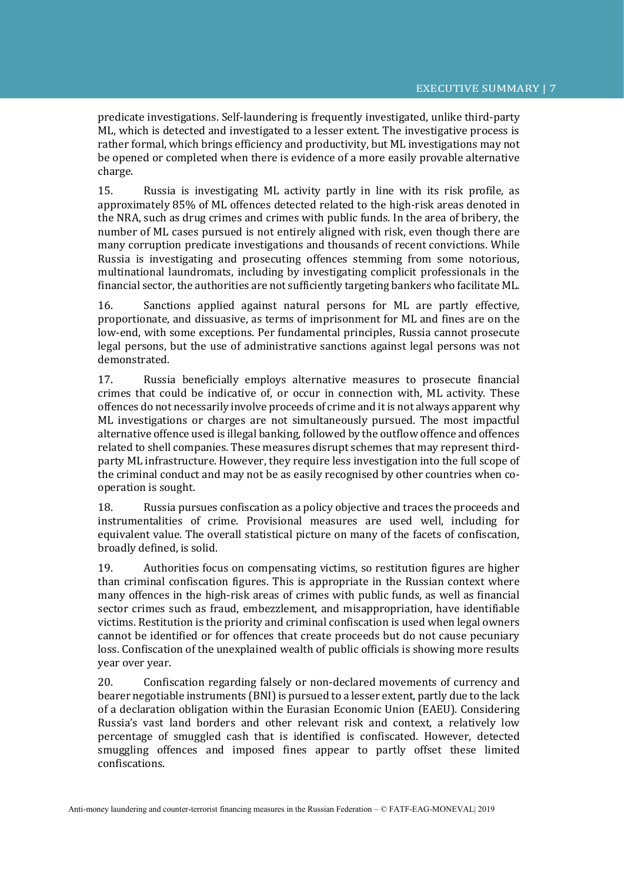predicate investigations. Self-laundering is frequently investigated, unlike third-party ML, which is detected and investigated to a lesser extent. The investigative process is rather formal, which brings efficiency and productivity, but ML investigations may not be opened or completed when there is evidence of a more easily provable alternative charge.

15. Russia is investigating ML activity partly in line with its risk profile, as approximately 85% of ML offences detected related to the high-risk areas denoted in the NRA, such as drug crimes and crimes with public funds. In the area of bribery, the number of ML cases pursued is not entirely aligned with risk, even though there are many corruption predicate investigations and thousands of recent convictions. While Russia is investigating and prosecuting offences stemming from some notorious, multinational laundromats, including by investigating complicit professionals in the financial sector, the authorities are not sufficiently targeting bankers who facilitate ML.

16. Sanctions applied against natural persons for ML are partly effective, proportionate, and dissuasive, as terms of imprisonment for ML and fines are on the low-end, with some exceptions. Per fundamental principles, Russia cannot prosecute legal persons, but the use of administrative sanctions against legal persons was not demonstrated.

17. Russia beneficially employs alternative measures to prosecute financial crimes that could be indicative of, or occur in connection with, ML activity. These offences do not necessarily involve proceeds of crime and it is not always apparent why ML investigations or charges are not simultaneously pursued. The most impactful alternative offence used is illegal banking, followed by the outflow offence and offences related to shell companies. These measures disrupt schemes that may represent third-party ML infrastructure. However, they require less investigation into the full scope of the criminal conduct and may not be as easily recognised by other countries when co-operation is sought.

18. Russia pursues confiscation as a policy objective and traces the proceeds and instrumentalities of crime. Provisional measures are used well, including for equivalent value. The overall statistical picture on many of the facets of confiscation, broadly defined, is solid.

19. Authorities focus on compensating victims, so restitution figures are higher than criminal confiscation figures. This is appropriate in the Russian context where many offences in the high-risk areas of crimes with public funds, as well as financial sector crimes such as fraud, embezzlement, and misappropriation, have identifiable victims. Restitution is the priority and criminal confiscation is used when legal owners cannot be identified or for offences that create proceeds but do not cause pecuniary loss. Confiscation of the unexplained wealth of public officials is showing more results year over year.

20. Confiscation regarding falsely or non-declared movements of currency and bearer negotiable instruments (BNI) is pursued to a lesser extent, partly due to the lack of a declaration obligation within the Eurasian Economic Union (EAEU). Considering Russia's vast land borders and other relevant risk and context, a relatively low percentage of smuggled cash that is identified is confiscated. However, detected smuggling offences and imposed fines appear to partly offset these limited confiscations.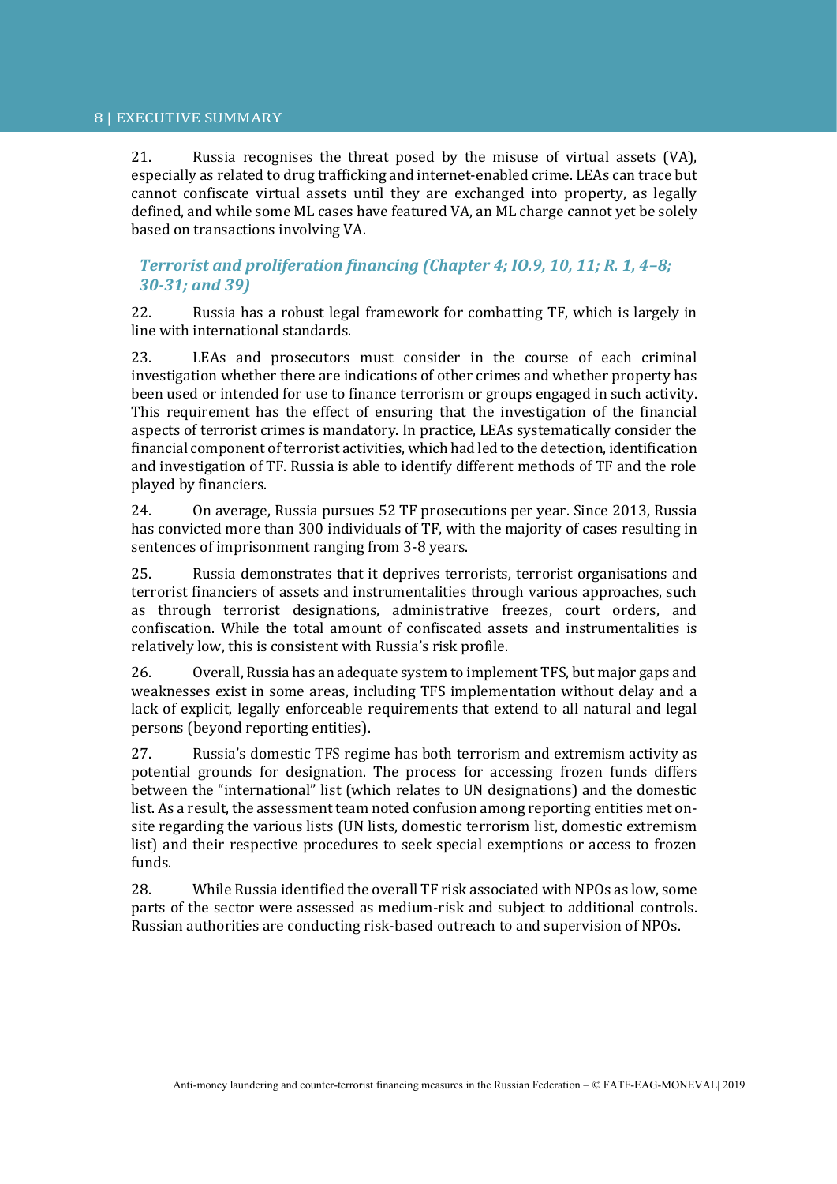21. Russia recognises the threat posed by the misuse of virtual assets (VA), especially as related to drug trafficking and internet-enabled crime. LEAs can trace but cannot confiscate virtual assets until they are exchanged into property, as legally defined, and while some ML cases have featured VA, an ML charge cannot yet be solely based on transactions involving VA.

### *Terrorist and proliferation financing (Chapter 4; IO.9, 10, 11; R. 1, 4–8; 30-31; and 39)*

22. Russia has a robust legal framework for combatting TF, which is largely in line with international standards.

23. LEAs and prosecutors must consider in the course of each criminal investigation whether there are indications of other crimes and whether property has been used or intended for use to finance terrorism or groups engaged in such activity. This requirement has the effect of ensuring that the investigation of the financial aspects of terrorist crimes is mandatory. In practice, LEAs systematically consider the financial component of terrorist activities, which had led to the detection, identification and investigation of TF. Russia is able to identify different methods of TF and the role played by financiers.

24. On average, Russia pursues 52 TF prosecutions per year. Since 2013, Russia has convicted more than 300 individuals of TF, with the majority of cases resulting in sentences of imprisonment ranging from 3-8 years.

25. Russia demonstrates that it deprives terrorists, terrorist organisations and terrorist financiers of assets and instrumentalities through various approaches, such as through terrorist designations, administrative freezes, court orders, and confiscation. While the total amount of confiscated assets and instrumentalities is relatively low, this is consistent with Russia's risk profile.

26. Overall, Russia has an adequate system to implement TFS, but major gaps and weaknesses exist in some areas, including TFS implementation without delay and a lack of explicit, legally enforceable requirements that extend to all natural and legal persons (beyond reporting entities).

27. Russia's domestic TFS regime has both terrorism and extremism activity as potential grounds for designation. The process for accessing frozen funds differs between the "international" list (which relates to UN designations) and the domestic list. As a result, the assessment team noted confusion among reporting entities met on-site regarding the various lists (UN lists, domestic terrorism list, domestic extremism list) and their respective procedures to seek special exemptions or access to frozen funds.

28. While Russia identified the overall TF risk associated with NPOs as low, some parts of the sector were assessed as medium-risk and subject to additional controls. Russian authorities are conducting risk-based outreach to and supervision of NPOs.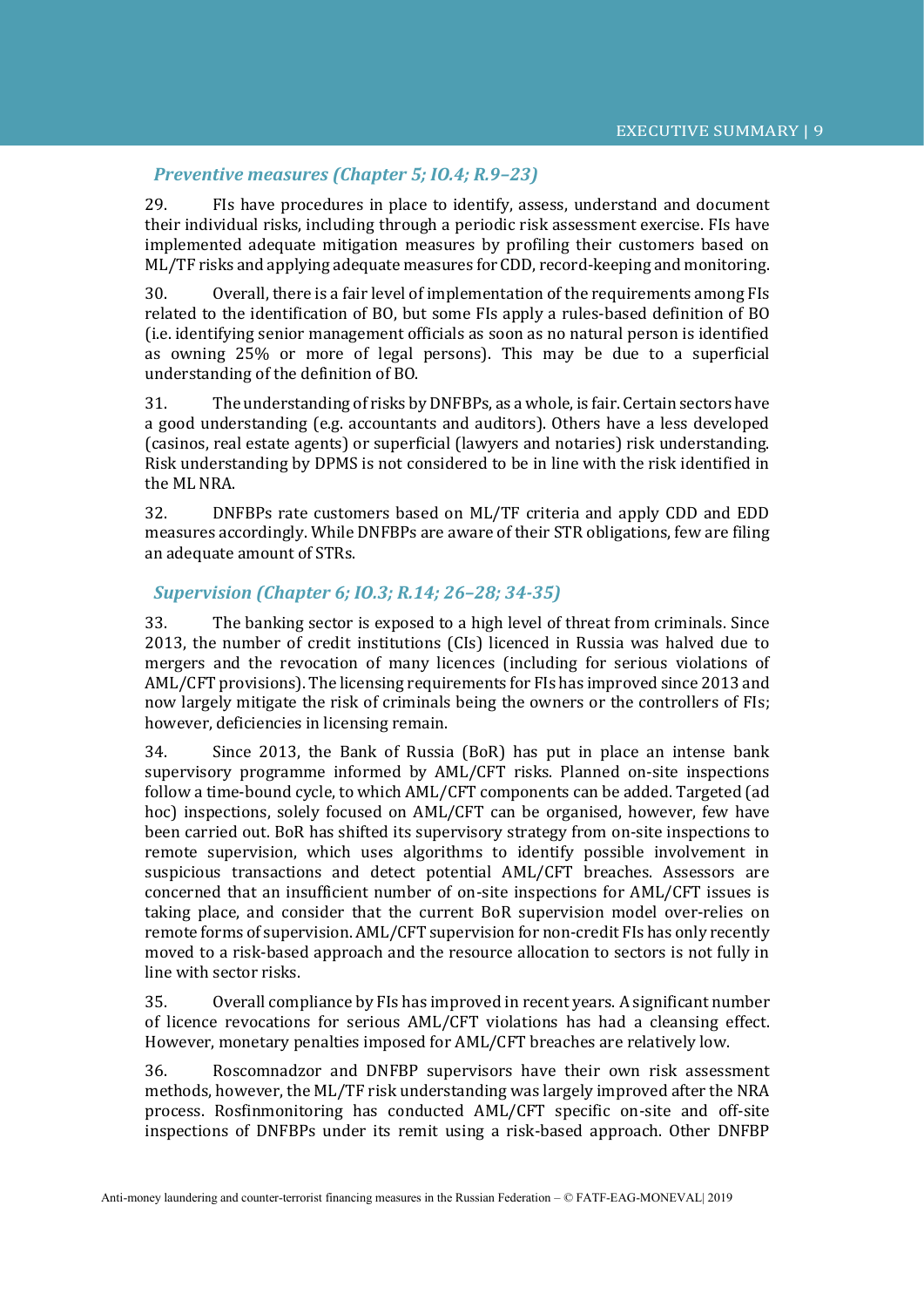### *Preventive measures (Chapter 5; IO.4; R.9–23)*

29. FIs have procedures in place to identify, assess, understand and document their individual risks, including through a periodic risk assessment exercise. FIs have implemented adequate mitigation measures by profiling their customers based on ML/TF risks and applying adequate measures for CDD, record-keeping and monitoring.

30. Overall, there is a fair level of implementation of the requirements among FIs related to the identification of BO, but some FIs apply a rules-based definition of BO (i.e. identifying senior management officials as soon as no natural person is identified as owning 25% or more of legal persons). This may be due to a superficial understanding of the definition of BO.

31. The understanding of risks by DNFBPs, as a whole, is fair. Certain sectors have a good understanding (e.g. accountants and auditors). Others have a less developed (casinos, real estate agents) or superficial (lawyers and notaries) risk understanding. Risk understanding by DPMS is not considered to be in line with the risk identified in the ML NRA.

32. DNFBPs rate customers based on ML/TF criteria and apply CDD and EDD measures accordingly. While DNFBPs are aware of their STR obligations, few are filing an adequate amount of STRs.

### *Supervision (Chapter 6; IO.3; R.14; 26–28; 34-35)*

33. The banking sector is exposed to a high level of threat from criminals. Since 2013, the number of credit institutions (CIs) licenced in Russia was halved due to mergers and the revocation of many licences (including for serious violations of AML/CFT provisions). The licensing requirements for FIs has improved since 2013 and now largely mitigate the risk of criminals being the owners or the controllers of FIs; however, deficiencies in licensing remain.

34. Since 2013, the Bank of Russia (BoR) has put in place an intense bank supervisory programme informed by AML/CFT risks. Planned on-site inspections follow a time-bound cycle, to which AML/CFT components can be added. Targeted (ad hoc) inspections, solely focused on AML/CFT can be organised, however, few have been carried out. BoR has shifted its supervisory strategy from on-site inspections to remote supervision, which uses algorithms to identify possible involvement in suspicious transactions and detect potential AML/CFT breaches. Assessors are concerned that an insufficient number of on-site inspections for AML/CFT issues is taking place, and consider that the current BoR supervision model over-relies on remote forms of supervision. AML/CFT supervision for non-credit FIs has only recently moved to a risk-based approach and the resource allocation to sectors is not fully in line with sector risks.

35. Overall compliance by FIs has improved in recent years. A significant number of licence revocations for serious AML/CFT violations has had a cleansing effect. However, monetary penalties imposed for AML/CFT breaches are relatively low.

36. Roscomnadzor and DNFBP supervisors have their own risk assessment methods, however, the ML/TF risk understanding was largely improved after the NRA process. Rosfinmonitoring has conducted AML/CFT specific on-site and off-site inspections of DNFBPs under its remit using a risk-based approach. Other DNFBP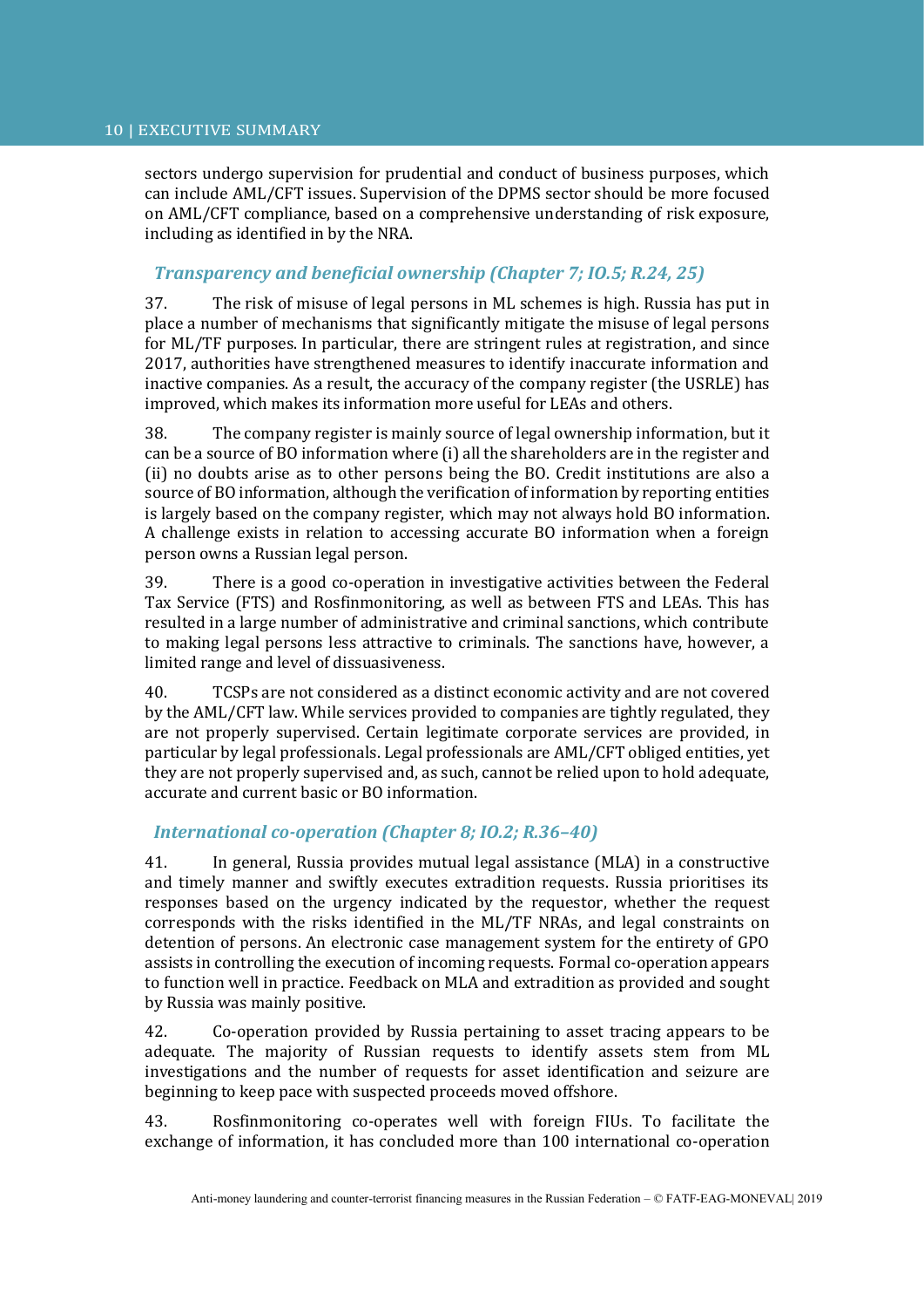sectors undergo supervision for prudential and conduct of business purposes, which can include AML/CFT issues. Supervision of the DPMS sector should be more focused on AML/CFT compliance, based on a comprehensive understanding of risk exposure, including as identified in by the NRA.

### *Transparency and beneficial ownership (Chapter 7; IO.5; R.24, 25)*

37. The risk of misuse of legal persons in ML schemes is high. Russia has put in place a number of mechanisms that significantly mitigate the misuse of legal persons for ML/TF purposes. In particular, there are stringent rules at registration, and since 2017, authorities have strengthened measures to identify inaccurate information and inactive companies. As a result, the accuracy of the company register (the USRLE) has improved, which makes its information more useful for LEAs and others.

38. The company register is mainly source of legal ownership information, but it can be a source of BO information where (i) all the shareholders are in the register and (ii) no doubts arise as to other persons being the BO. Credit institutions are also a source of BO information, although the verification of information by reporting entities is largely based on the company register, which may not always hold BO information. A challenge exists in relation to accessing accurate BO information when a foreign person owns a Russian legal person.

39. There is a good co-operation in investigative activities between the Federal Tax Service (FTS) and Rosfinmonitoring, as well as between FTS and LEAs. This has resulted in a large number of administrative and criminal sanctions, which contribute to making legal persons less attractive to criminals. The sanctions have, however, a limited range and level of dissuasiveness.

40. TCSPs are not considered as a distinct economic activity and are not covered by the AML/CFT law. While services provided to companies are tightly regulated, they are not properly supervised. Certain legitimate corporate services are provided, in particular by legal professionals. Legal professionals are AML/CFT obliged entities, yet they are not properly supervised and, as such, cannot be relied upon to hold adequate, accurate and current basic or BO information.

### *International co-operation (Chapter 8; IO.2; R.36–40)*

41. In general, Russia provides mutual legal assistance (MLA) in a constructive and timely manner and swiftly executes extradition requests. Russia prioritises its responses based on the urgency indicated by the requestor, whether the request corresponds with the risks identified in the ML/TF NRAs, and legal constraints on detention of persons. An electronic case management system for the entirety of GPO assists in controlling the execution of incoming requests. Formal co-operation appears to function well in practice. Feedback on MLA and extradition as provided and sought by Russia was mainly positive.

42. Co-operation provided by Russia pertaining to asset tracing appears to be adequate. The majority of Russian requests to identify assets stem from ML investigations and the number of requests for asset identification and seizure are beginning to keep pace with suspected proceeds moved offshore.

43. Rosfinmonitoring co-operates well with foreign FIUs. To facilitate the exchange of information, it has concluded more than 100 international co-operation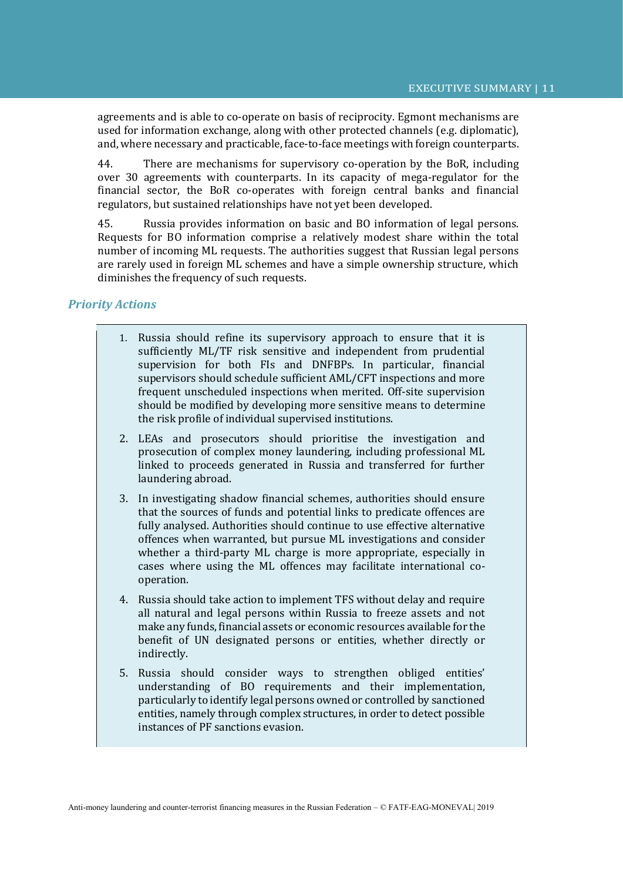agreements and is able to co-operate on basis of reciprocity. Egmont mechanisms are used for information exchange, along with other protected channels (e.g. diplomatic), and, where necessary and practicable, face-to-face meetings with foreign counterparts.

44. There are mechanisms for supervisory co-operation by the BoR, including over 30 agreements with counterparts. In its capacity of mega-regulator for the financial sector, the BoR co-operates with foreign central banks and financial regulators, but sustained relationships have not yet been developed.

45. Russia provides information on basic and BO information of legal persons. Requests for BO information comprise a relatively modest share within the total number of incoming ML requests. The authorities suggest that Russian legal persons are rarely used in foreign ML schemes and have a simple ownership structure, which diminishes the frequency of such requests.

### *Priority Actions*

1. Russia should refine its supervisory approach to ensure that it is sufficiently ML/TF risk sensitive and independent from prudential supervision for both FIs and DNFBPs. In particular, financial supervisors should schedule sufficient AML/CFT inspections and more frequent unscheduled inspections when merited. Off-site supervision should be modified by developing more sensitive means to determine the risk profile of individual supervised institutions.
2. LEAs and prosecutors should prioritise the investigation and prosecution of complex money laundering, including professional ML linked to proceeds generated in Russia and transferred for further laundering abroad.
3. In investigating shadow financial schemes, authorities should ensure that the sources of funds and potential links to predicate offences are fully analysed. Authorities should continue to use effective alternative offences when warranted, but pursue ML investigations and consider whether a third-party ML charge is more appropriate, especially in cases where using the ML offences may facilitate international co-operation.
4. Russia should take action to implement TFS without delay and require all natural and legal persons within Russia to freeze assets and not make any funds, financial assets or economic resources available for the benefit of UN designated persons or entities, whether directly or indirectly.
5. Russia should consider ways to strengthen obliged entities' understanding of BO requirements and their implementation, particularly to identify legal persons owned or controlled by sanctioned entities, namely through complex structures, in order to detect possible instances of PF sanctions evasion.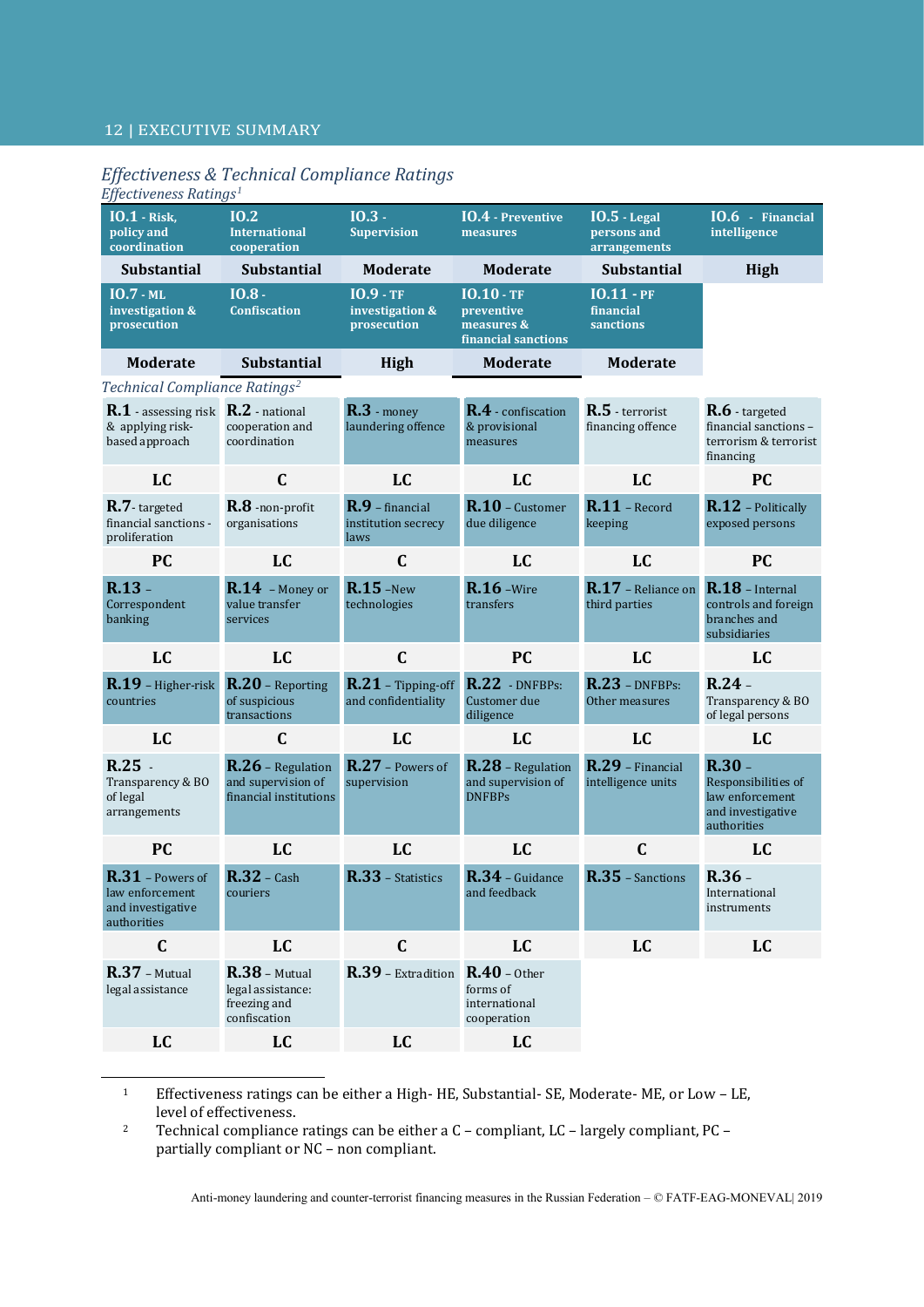## *Effectiveness & Technical Compliance Ratings*

*Effectiveness Ratings*[1]

| IO.1 - Risk, policy and coordination | IO.2 International cooperation | IO.3 - Supervision | IO.4 - Preventive measures | IO.5 - Legal persons and arrangements | IO.6 - Financial intelligence |
|---|---|---|---|---|---|
| Substantial | Substantial | Moderate | Moderate | Substantial | High |
| **IO.7 - ML investigation & prosecution** | **IO.8 - Confiscation** | **IO.9 - TF investigation & prosecution** | **IO.10 - TF preventive measures & financial sanctions** | **IO.11 - PF financial sanctions** | |
| Moderate | Substantial | High | Moderate | Moderate | |

*Technical Compliance Ratings*[2]

| | | | | | |
|---|---|---|---|---|---|
| **R.1** - assessing risk & applying risk-based approach | **R.2** - national cooperation and coordination | **R.3** - money laundering offence | **R.4** - confiscation & provisional measures | **R.5** - terrorist financing offence | **R.6** - targeted financial sanctions – terrorism & terrorist financing |
| LC | C | LC | LC | LC | PC |
| **R.7**- targeted financial sanctions - proliferation | **R.8** -non-profit organisations | **R.9** – financial institution secrecy laws | **R.10** – Customer due diligence | **R.11** – Record keeping | **R.12** – Politically exposed persons |
| PC | LC | C | LC | LC | PC |
| **R.13** – Correspondent banking | **R.14** – Money or value transfer services | **R.15** –New technologies | **R.16** –Wire transfers | **R.17** – Reliance on third parties | **R.18** – Internal controls and foreign branches and subsidiaries |
| LC | LC | C | PC | LC | LC |
| **R.19** – Higher-risk countries | **R.20** – Reporting of suspicious transactions | **R.21** – Tipping-off and confidentiality | **R.22** - DNFBPs: Customer due diligence | **R.23** – DNFBPs: Other measures | **R.24** – Transparency & BO of legal persons |
| LC | C | LC | LC | LC | LC |
| **R.25** - Transparency & BO of legal arrangements | **R.26** – Regulation and supervision of financial institutions | **R.27** – Powers of supervision | **R.28** – Regulation and supervision of DNFBPs | **R.29** – Financial intelligence units | **R.30** – Responsibilities of law enforcement and investigative authorities |
| PC | LC | LC | LC | C | LC |
| **R.31** – Powers of law enforcement and investigative authorities | **R.32** – Cash couriers | **R.33** – Statistics | **R.34** – Guidance and feedback | **R.35** – Sanctions | **R.36** – International instruments |
| C | LC | C | LC | LC | LC |
| **R.37** – Mutual legal assistance | **R.38** – Mutual legal assistance: freezing and confiscation | **R.39** – Extradition | **R.40** – Other forms of international cooperation | | |
| LC | LC | LC | LC | | |

[1] Effectiveness ratings can be either a High- HE, Substantial- SE, Moderate- ME, or Low – LE, level of effectiveness.

[2] Technical compliance ratings can be either a C – compliant, LC – largely compliant, PC – partially compliant or NC – non compliant.